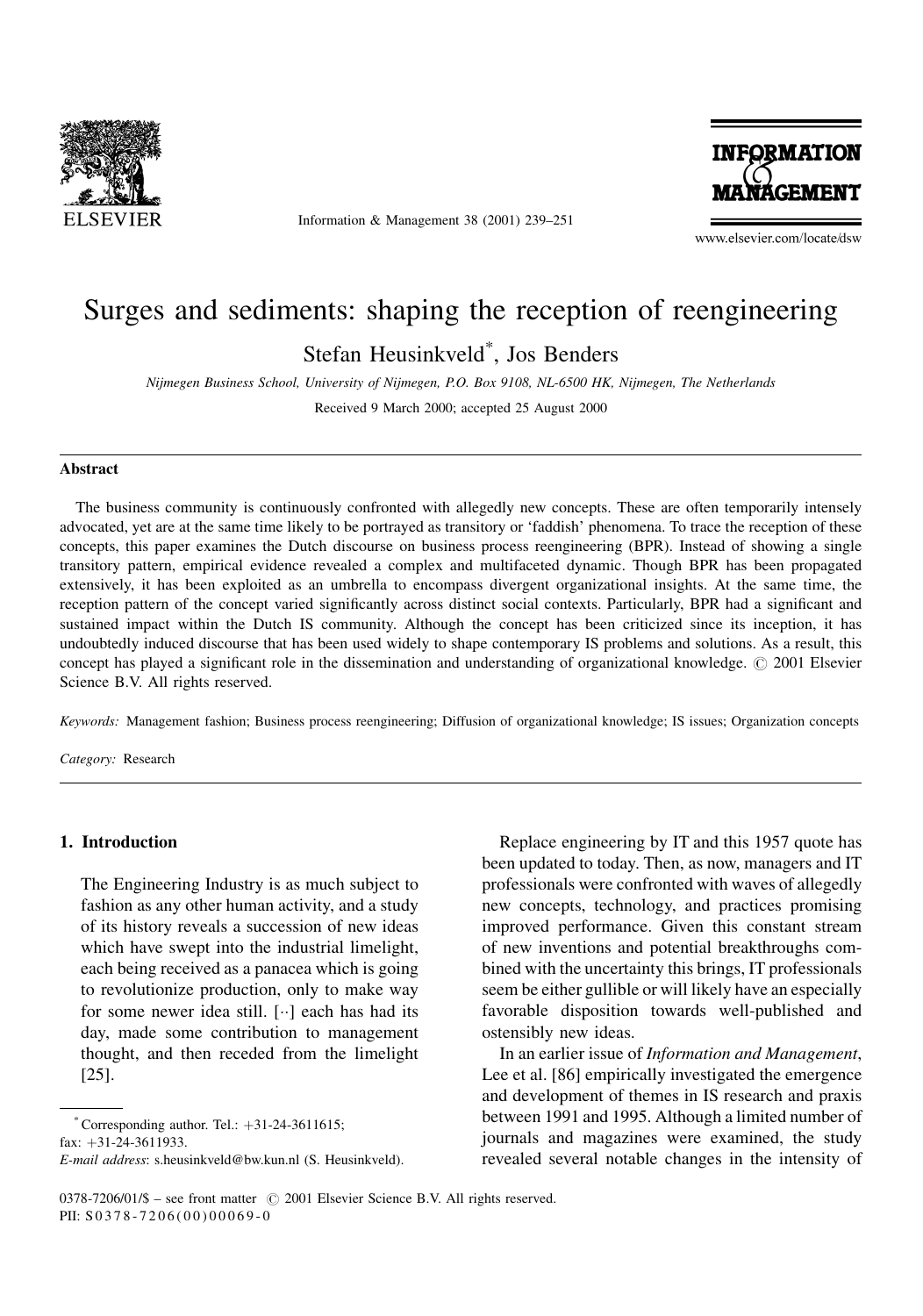# Surges and sediments: shaping the reception of reengineering

Stefan Heusinkveld*, Jos Benders

*Nijmegen Business School, University of Nijmegen, P.O. Box 9108, NL-6500 HK, Nijmegen, The Netherlands*

Received 9 March 2000; accepted 25 August 2000

## Abstract

The business community is continuously confronted with allegedly new concepts. These are often temporarily intensely advocated, yet are at the same time likely to be portrayed as transitory or 'faddish' phenomena. To trace the reception of these concepts, this paper examines the Dutch discourse on business process reengineering (BPR). Instead of showing a single transitory pattern, empirical evidence revealed a complex and multifaceted dynamic. Though BPR has been propagated extensively, it has been exploited as an umbrella to encompass divergent organizational insights. At the same time, the reception pattern of the concept varied significantly across distinct social contexts. Particularly, BPR had a significant and sustained impact within the Dutch IS community. Although the concept has been criticized since its inception, it has undoubtedly induced discourse that has been used widely to shape contemporary IS problems and solutions. As a result, this concept has played a significant role in the dissemination and understanding of organizational knowledge. © 2001 Elsevier Science B.V. All rights reserved.

*Keywords:* Management fashion; Business process reengineering; Diffusion of organizational knowledge; IS issues; Organization concepts

*Category:* Research

## 1. Introduction

> The Engineering Industry is as much subject to fashion as any other human activity, and a study of its history reveals a succession of new ideas which have swept into the industrial limelight, each being received as a panacea which is going to revolutionize production, only to make way for some newer idea still. [··] each has had its day, made some contribution to management thought, and then receded from the limelight [25].

Replace engineering by IT and this 1957 quote has been updated to today. Then, as now, managers and IT professionals were confronted with waves of allegedly new concepts, technology, and practices promising improved performance. Given this constant stream of new inventions and potential breakthroughs combined with the uncertainty this brings, IT professionals seem be either gullible or will likely have an especially favorable disposition towards well-published and ostensibly new ideas.

In an earlier issue of *Information and Management*, Lee et al. [86] empirically investigated the emergence and development of themes in IS research and praxis between 1991 and 1995. Although a limited number of journals and magazines were examined, the study revealed several notable changes in the intensity of

---

* Corresponding author. Tel.: +31-24-3611615; fax: +31-24-3611933.
*E-mail address*: s.heusinkveld@bw.kun.nl (S. Heusinkveld).

0378-7206/01/$ – see front matter © 2001 Elsevier Science B.V. All rights reserved.
PII: S0378-7206(00)00069-0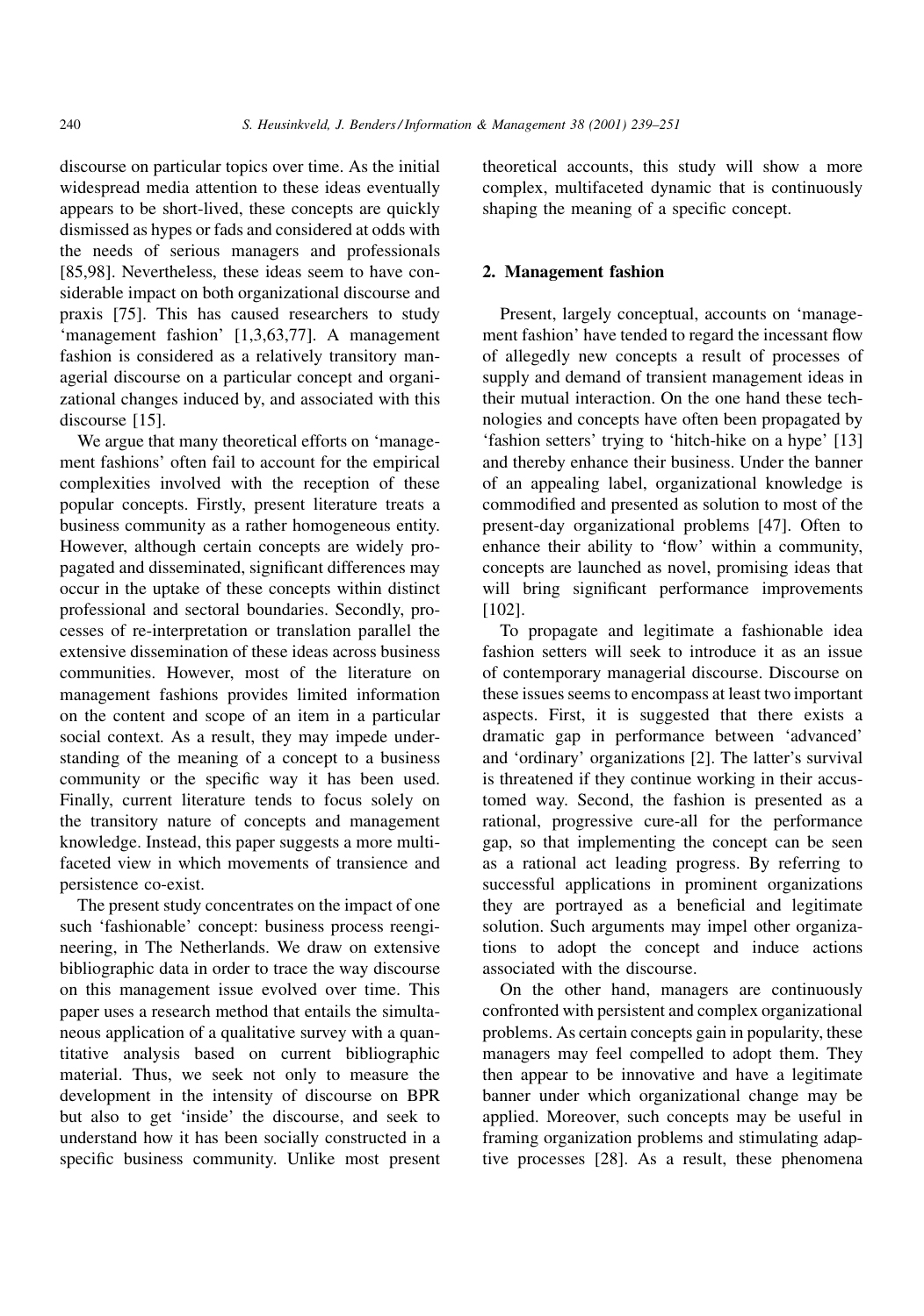discourse on particular topics over time. As the initial widespread media attention to these ideas eventually appears to be short-lived, these concepts are quickly dismissed as hypes or fads and considered at odds with the needs of serious managers and professionals [85,98]. Nevertheless, these ideas seem to have considerable impact on both organizational discourse and praxis [75]. This has caused researchers to study 'management fashion' [1,3,63,77]. A management fashion is considered as a relatively transitory managerial discourse on a particular concept and organizational changes induced by, and associated with this discourse [15].

We argue that many theoretical efforts on 'management fashions' often fail to account for the empirical complexities involved with the reception of these popular concepts. Firstly, present literature treats a business community as a rather homogeneous entity. However, although certain concepts are widely propagated and disseminated, significant differences may occur in the uptake of these concepts within distinct professional and sectoral boundaries. Secondly, processes of re-interpretation or translation parallel the extensive dissemination of these ideas across business communities. However, most of the literature on management fashions provides limited information on the content and scope of an item in a particular social context. As a result, they may impede understanding of the meaning of a concept to a business community or the specific way it has been used. Finally, current literature tends to focus solely on the transitory nature of concepts and management knowledge. Instead, this paper suggests a more multifaceted view in which movements of transience and persistence co-exist.

The present study concentrates on the impact of one such 'fashionable' concept: business process reengineering, in The Netherlands. We draw on extensive bibliographic data in order to trace the way discourse on this management issue evolved over time. This paper uses a research method that entails the simultaneous application of a qualitative survey with a quantitative analysis based on current bibliographic material. Thus, we seek not only to measure the development in the intensity of discourse on BPR but also to get 'inside' the discourse, and seek to understand how it has been socially constructed in a specific business community. Unlike most present theoretical accounts, this study will show a more complex, multifaceted dynamic that is continuously shaping the meaning of a specific concept.

## 2. Management fashion

Present, largely conceptual, accounts on 'management fashion' have tended to regard the incessant flow of allegedly new concepts a result of processes of supply and demand of transient management ideas in their mutual interaction. On the one hand these technologies and concepts have often been propagated by 'fashion setters' trying to 'hitch-hike on a hype' [13] and thereby enhance their business. Under the banner of an appealing label, organizational knowledge is commodified and presented as solution to most of the present-day organizational problems [47]. Often to enhance their ability to 'flow' within a community, concepts are launched as novel, promising ideas that will bring significant performance improvements [102].

To propagate and legitimate a fashionable idea fashion setters will seek to introduce it as an issue of contemporary managerial discourse. Discourse on these issues seems to encompass at least two important aspects. First, it is suggested that there exists a dramatic gap in performance between 'advanced' and 'ordinary' organizations [2]. The latter's survival is threatened if they continue working in their accustomed way. Second, the fashion is presented as a rational, progressive cure-all for the performance gap, so that implementing the concept can be seen as a rational act leading progress. By referring to successful applications in prominent organizations they are portrayed as a beneficial and legitimate solution. Such arguments may impel other organizations to adopt the concept and induce actions associated with the discourse.

On the other hand, managers are continuously confronted with persistent and complex organizational problems. As certain concepts gain in popularity, these managers may feel compelled to adopt them. They then appear to be innovative and have a legitimate banner under which organizational change may be applied. Moreover, such concepts may be useful in framing organization problems and stimulating adaptive processes [28]. As a result, these phenomena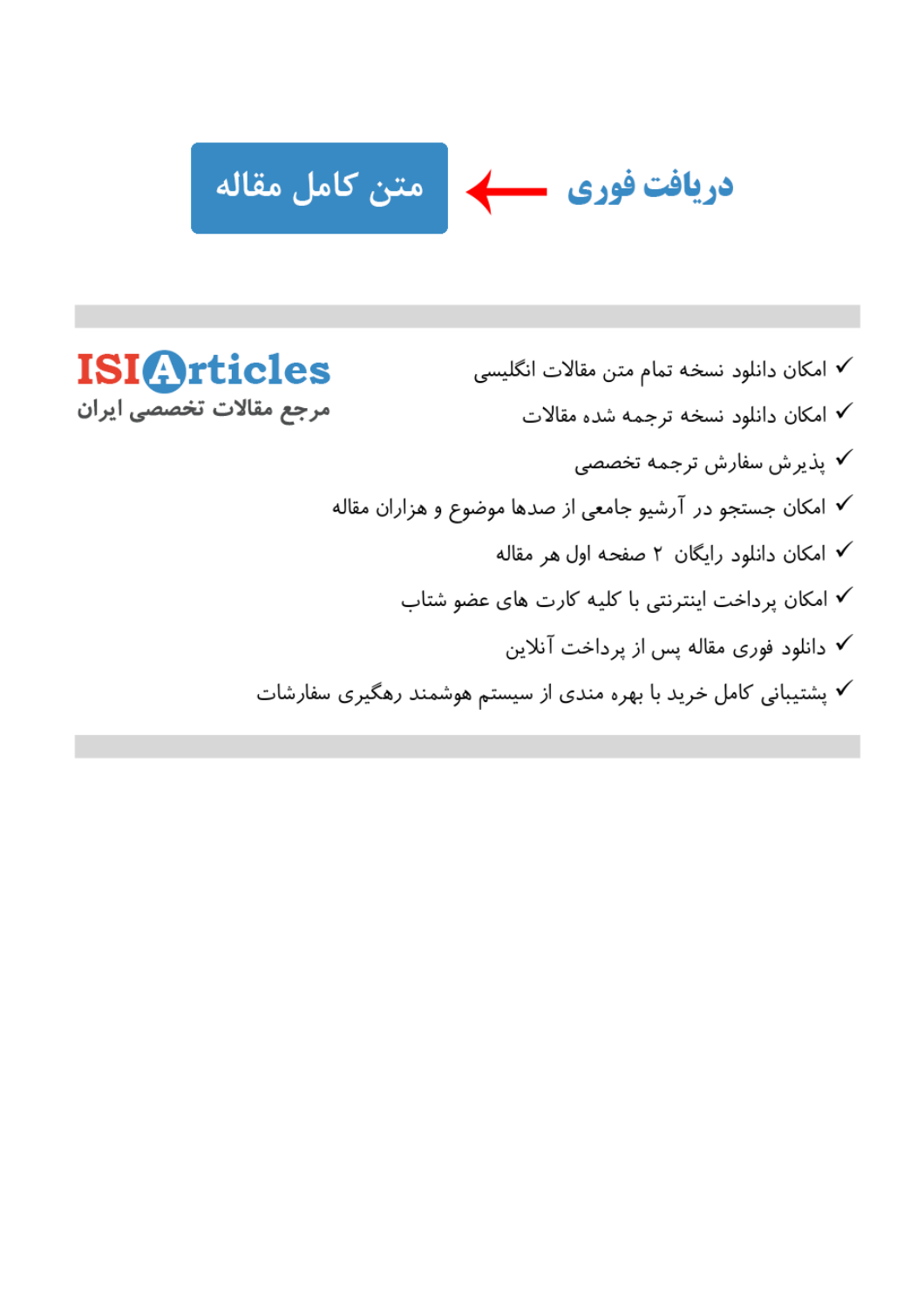دریافت فوری ← متن کامل مقاله

**ISIArticles**
مرجع مقالات تخصصی ایران

- ✓ امکان دانلود نسخه تمام متن مقالات انگلیسی
- ✓ امکان دانلود نسخه ترجمه شده مقالات
- ✓ پذیرش سفارش ترجمه تخصصی
- ✓ امکان جستجو در آرشیو جامعی از صدها موضوع و هزاران مقاله
- ✓ امکان دانلود رایگان ۲ صفحه اول هر مقاله
- ✓ امکان پرداخت اینترنتی با کلیه کارت های عضو شتاب
- ✓ دانلود فوری مقاله پس از پرداخت آنلاین
- ✓ پشتیبانی کامل خرید با بهره مندی از سیستم هوشمند رهگیری سفارشات